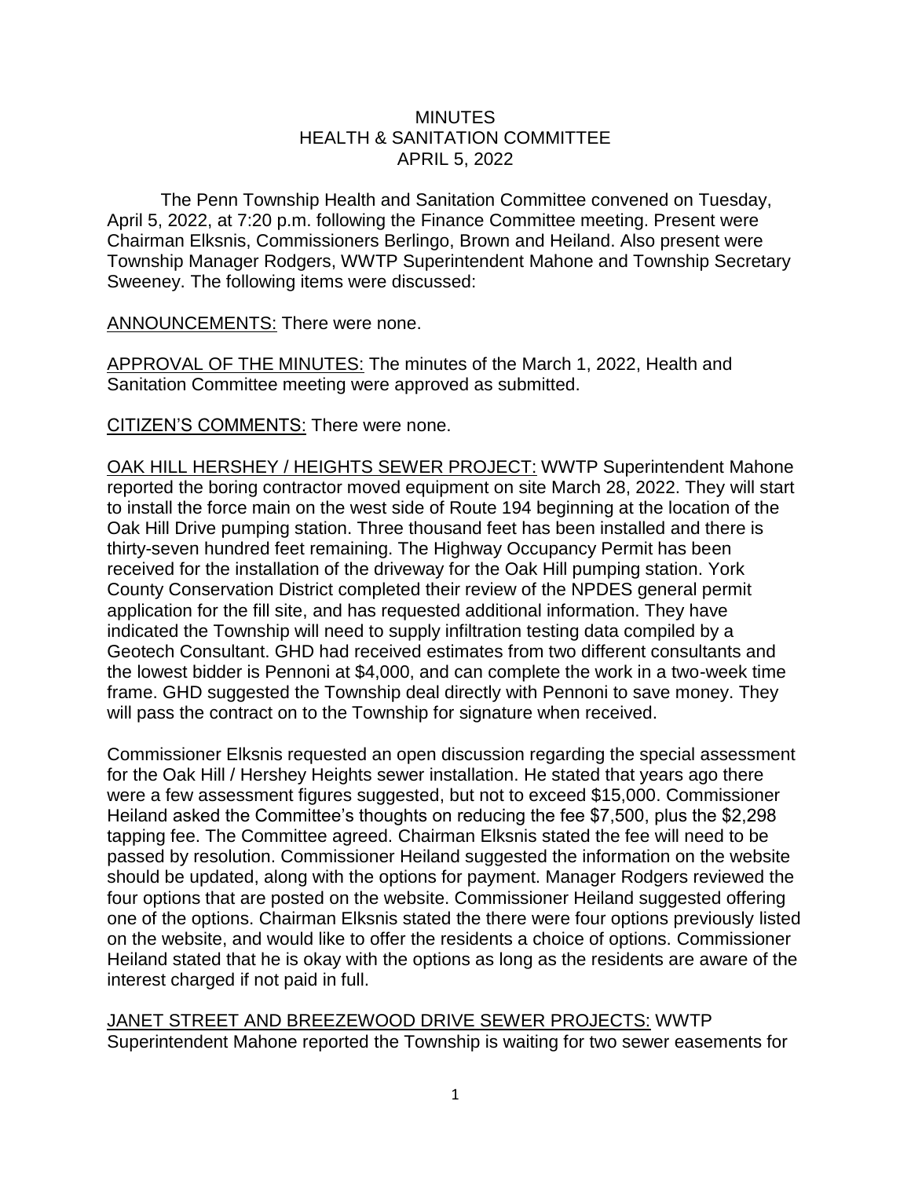# MINUTES
## HEALTH & SANITATION COMMITTEE
## APRIL 5, 2022

The Penn Township Health and Sanitation Committee convened on Tuesday, April 5, 2022, at 7:20 p.m. following the Finance Committee meeting. Present were Chairman Elksnis, Commissioners Berlingo, Brown and Heiland. Also present were Township Manager Rodgers, WWTP Superintendent Mahone and Township Secretary Sweeney. The following items were discussed:

<u>ANNOUNCEMENTS:</u> There were none.

<u>APPROVAL OF THE MINUTES:</u> The minutes of the March 1, 2022, Health and Sanitation Committee meeting were approved as submitted.

<u>CITIZEN'S COMMENTS</u>: There were none.

<u>OAK HILL HERSHEY / HEIGHTS SEWER PROJECT:</u> WWTP Superintendent Mahone reported the boring contractor moved equipment on site March 28, 2022. They will start to install the force main on the west side of Route 194 beginning at the location of the Oak Hill Drive pumping station. Three thousand feet has been installed and there is thirty-seven hundred feet remaining. The Highway Occupancy Permit has been received for the installation of the driveway for the Oak Hill pumping station. York County Conservation District completed their review of the NPDES general permit application for the fill site, and has requested additional information. They have indicated the Township will need to supply infiltration testing data compiled by a Geotech Consultant. GHD had received estimates from two different consultants and the lowest bidder is Pennoni at $4,000, and can complete the work in a two-week time frame. GHD suggested the Township deal directly with Pennoni to save money. They will pass the contract on to the Township for signature when received.

Commissioner Elksnis requested an open discussion regarding the special assessment for the Oak Hill / Hershey Heights sewer installation. He stated that years ago there were a few assessment figures suggested, but not to exceed $15,000. Commissioner Heiland asked the Committee's thoughts on reducing the fee $7,500, plus the $2,298 tapping fee. The Committee agreed. Chairman Elksnis stated the fee will need to be passed by resolution. Commissioner Heiland suggested the information on the website should be updated, along with the options for payment. Manager Rodgers reviewed the four options that are posted on the website. Commissioner Heiland suggested offering one of the options. Chairman Elksnis stated the there were four options previously listed on the website, and would like to offer the residents a choice of options. Commissioner Heiland stated that he is okay with the options as long as the residents are aware of the interest charged if not paid in full.

<u>JANET STREET AND BREEZEWOOD DRIVE SEWER PROJECTS:</u> WWTP Superintendent Mahone reported the Township is waiting for two sewer easements for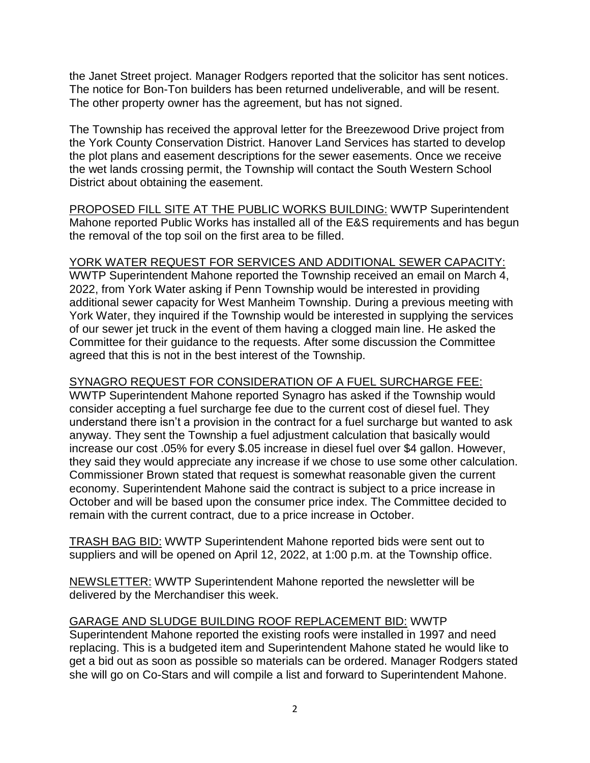the Janet Street project. Manager Rodgers reported that the solicitor has sent notices. The notice for Bon-Ton builders has been returned undeliverable, and will be resent. The other property owner has the agreement, but has not signed.

The Township has received the approval letter for the Breezewood Drive project from the York County Conservation District. Hanover Land Services has started to develop the plot plans and easement descriptions for the sewer easements. Once we receive the wet lands crossing permit, the Township will contact the South Western School District about obtaining the easement.

PROPOSED FILL SITE AT THE PUBLIC WORKS BUILDING: WWTP Superintendent Mahone reported Public Works has installed all of the E&S requirements and has begun the removal of the top soil on the first area to be filled.

YORK WATER REQUEST FOR SERVICES AND ADDITIONAL SEWER CAPACITY: WWTP Superintendent Mahone reported the Township received an email on March 4, 2022, from York Water asking if Penn Township would be interested in providing additional sewer capacity for West Manheim Township. During a previous meeting with York Water, they inquired if the Township would be interested in supplying the services of our sewer jet truck in the event of them having a clogged main line. He asked the Committee for their guidance to the requests. After some discussion the Committee agreed that this is not in the best interest of the Township.

SYNAGRO REQUEST FOR CONSIDERATION OF A FUEL SURCHARGE FEE: WWTP Superintendent Mahone reported Synagro has asked if the Township would consider accepting a fuel surcharge fee due to the current cost of diesel fuel. They understand there isn't a provision in the contract for a fuel surcharge but wanted to ask anyway. They sent the Township a fuel adjustment calculation that basically would increase our cost .05% for every $.05 increase in diesel fuel over $4 gallon. However, they said they would appreciate any increase if we chose to use some other calculation. Commissioner Brown stated that request is somewhat reasonable given the current economy. Superintendent Mahone said the contract is subject to a price increase in October and will be based upon the consumer price index. The Committee decided to remain with the current contract, due to a price increase in October.

TRASH BAG BID: WWTP Superintendent Mahone reported bids were sent out to suppliers and will be opened on April 12, 2022, at 1:00 p.m. at the Township office.

NEWSLETTER: WWTP Superintendent Mahone reported the newsletter will be delivered by the Merchandiser this week.

GARAGE AND SLUDGE BUILDING ROOF REPLACEMENT BID: WWTP Superintendent Mahone reported the existing roofs were installed in 1997 and need replacing. This is a budgeted item and Superintendent Mahone stated he would like to get a bid out as soon as possible so materials can be ordered. Manager Rodgers stated she will go on Co-Stars and will compile a list and forward to Superintendent Mahone.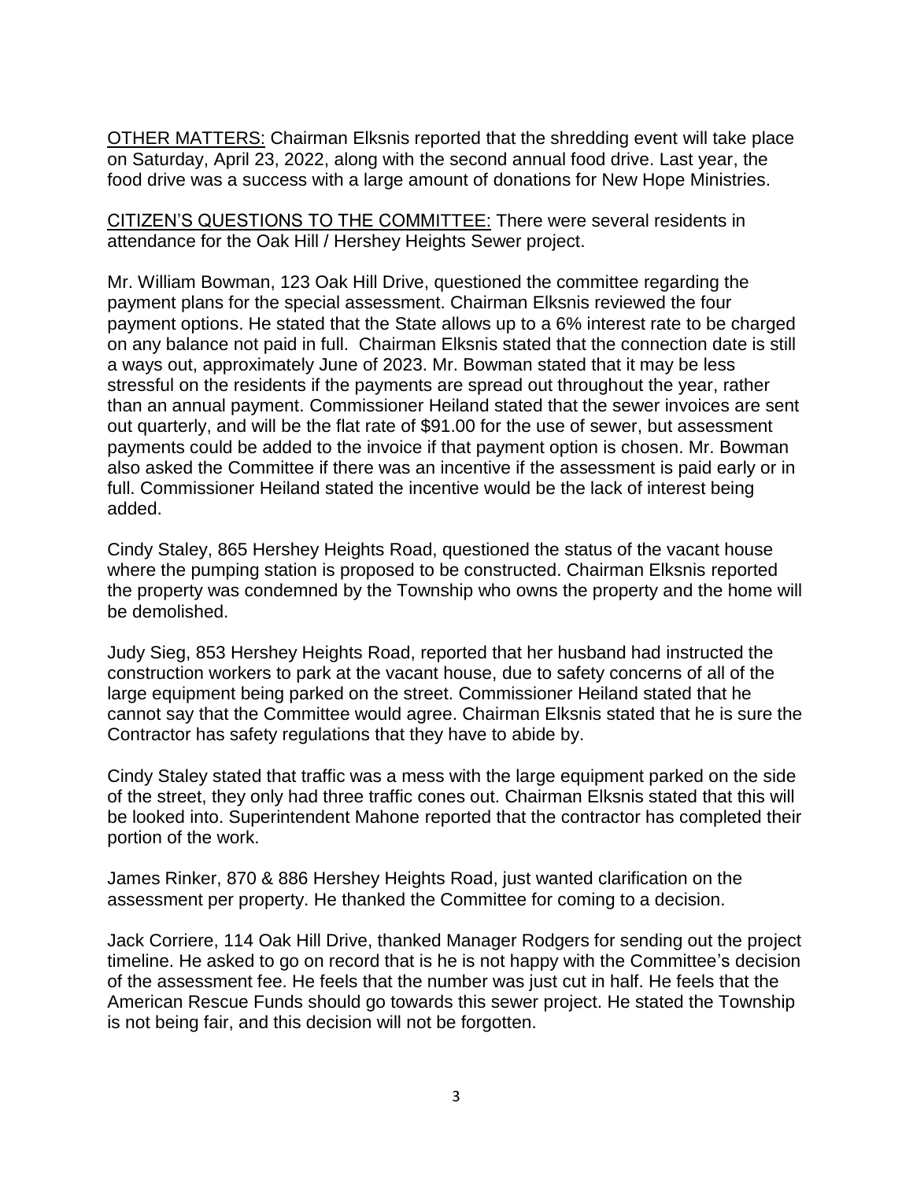<u>OTHER MATTERS:</u> Chairman Elksnis reported that the shredding event will take place on Saturday, April 23, 2022, along with the second annual food drive. Last year, the food drive was a success with a large amount of donations for New Hope Ministries.

<u>CITIZEN'S QUESTIONS TO THE COMMITTEE:</u> There were several residents in attendance for the Oak Hill / Hershey Heights Sewer project.

Mr. William Bowman, 123 Oak Hill Drive, questioned the committee regarding the payment plans for the special assessment. Chairman Elksnis reviewed the four payment options. He stated that the State allows up to a 6% interest rate to be charged on any balance not paid in full. Chairman Elksnis stated that the connection date is still a ways out, approximately June of 2023. Mr. Bowman stated that it may be less stressful on the residents if the payments are spread out throughout the year, rather than an annual payment. Commissioner Heiland stated that the sewer invoices are sent out quarterly, and will be the flat rate of $91.00 for the use of sewer, but assessment payments could be added to the invoice if that payment option is chosen. Mr. Bowman also asked the Committee if there was an incentive if the assessment is paid early or in full. Commissioner Heiland stated the incentive would be the lack of interest being added.

Cindy Staley, 865 Hershey Heights Road, questioned the status of the vacant house where the pumping station is proposed to be constructed. Chairman Elksnis reported the property was condemned by the Township who owns the property and the home will be demolished.

Judy Sieg, 853 Hershey Heights Road, reported that her husband had instructed the construction workers to park at the vacant house, due to safety concerns of all of the large equipment being parked on the street. Commissioner Heiland stated that he cannot say that the Committee would agree. Chairman Elksnis stated that he is sure the Contractor has safety regulations that they have to abide by.

Cindy Staley stated that traffic was a mess with the large equipment parked on the side of the street, they only had three traffic cones out. Chairman Elksnis stated that this will be looked into. Superintendent Mahone reported that the contractor has completed their portion of the work.

James Rinker, 870 & 886 Hershey Heights Road, just wanted clarification on the assessment per property. He thanked the Committee for coming to a decision.

Jack Corriere, 114 Oak Hill Drive, thanked Manager Rodgers for sending out the project timeline. He asked to go on record that is he is not happy with the Committee's decision of the assessment fee. He feels that the number was just cut in half. He feels that the American Rescue Funds should go towards this sewer project. He stated the Township is not being fair, and this decision will not be forgotten.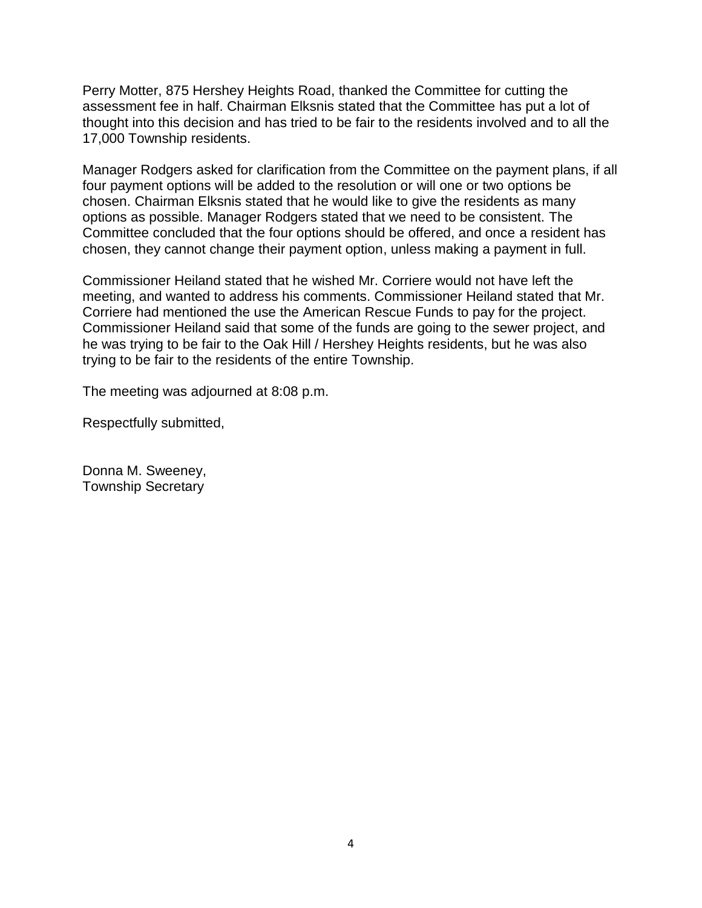Perry Motter, 875 Hershey Heights Road, thanked the Committee for cutting the assessment fee in half. Chairman Elksnis stated that the Committee has put a lot of thought into this decision and has tried to be fair to the residents involved and to all the 17,000 Township residents.

Manager Rodgers asked for clarification from the Committee on the payment plans, if all four payment options will be added to the resolution or will one or two options be chosen. Chairman Elksnis stated that he would like to give the residents as many options as possible. Manager Rodgers stated that we need to be consistent. The Committee concluded that the four options should be offered, and once a resident has chosen, they cannot change their payment option, unless making a payment in full.

Commissioner Heiland stated that he wished Mr. Corriere would not have left the meeting, and wanted to address his comments. Commissioner Heiland stated that Mr. Corriere had mentioned the use the American Rescue Funds to pay for the project. Commissioner Heiland said that some of the funds are going to the sewer project, and he was trying to be fair to the Oak Hill / Hershey Heights residents, but he was also trying to be fair to the residents of the entire Township.

The meeting was adjourned at 8:08 p.m.

Respectfully submitted,

Donna M. Sweeney,
Township Secretary